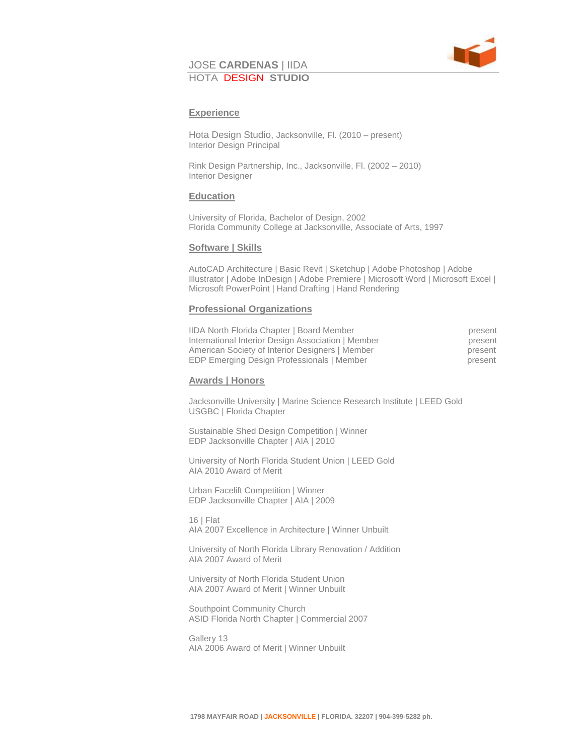# JOSE **CARDENAS** | IIDA

HOTA DESIGN **STUDIO**

## Experience

Hota Design Studio, Jacksonville, Fl. (2010 – present)
Interior Design Principal

Rink Design Partnership, Inc., Jacksonville, Fl. (2002 – 2010)
Interior Designer

## Education

University of Florida, Bachelor of Design, 2002
Florida Community College at Jacksonville, Associate of Arts, 1997

## Software | Skills

AutoCAD Architecture | Basic Revit | Sketchup | Adobe Photoshop | Adobe Illustrator | Adobe InDesign | Adobe Premiere | Microsoft Word | Microsoft Excel | Microsoft PowerPoint | Hand Drafting | Hand Rendering

## Professional Organizations

IIDA North Florida Chapter | Board Member — present
International Interior Design Association | Member — present
American Society of Interior Designers | Member — present
EDP Emerging Design Professionals | Member — present

## Awards | Honors

Jacksonville University | Marine Science Research Institute | LEED Gold
USGBC | Florida Chapter

Sustainable Shed Design Competition | Winner
EDP Jacksonville Chapter | AIA | 2010

University of North Florida Student Union | LEED Gold
AIA 2010 Award of Merit

Urban Facelift Competition | Winner
EDP Jacksonville Chapter | AIA | 2009

16 | Flat
AIA 2007 Excellence in Architecture | Winner Unbuilt

University of North Florida Library Renovation / Addition
AIA 2007 Award of Merit

University of North Florida Student Union
AIA 2007 Award of Merit | Winner Unbuilt

Southpoint Community Church
ASID Florida North Chapter | Commercial 2007

Gallery 13
AIA 2006 Award of Merit | Winner Unbuilt

**1798 MAYFAIR ROAD | JACKSONVILLE | FLORIDA. 32207 | 904-399-5282 ph.**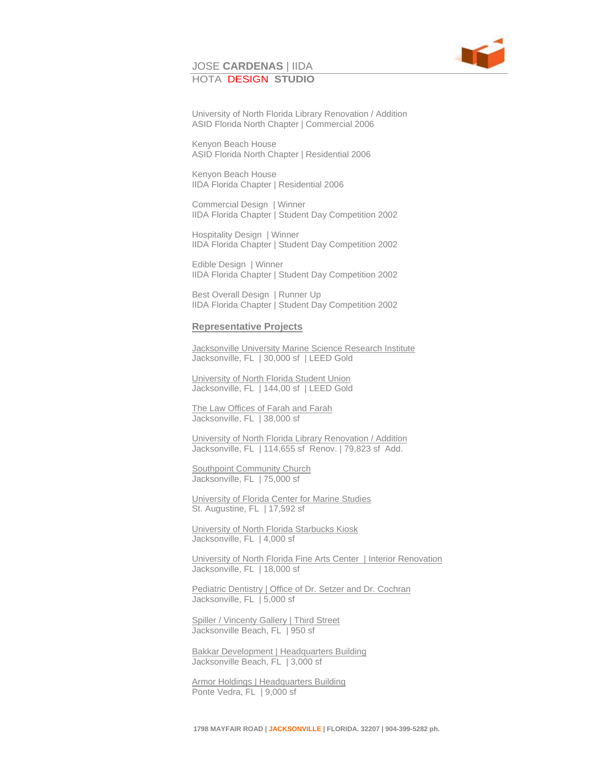JOSE **CARDENAS** | IIDA
HOTA DESIGN **STUDIO**

University of North Florida Library Renovation / Addition
ASID Florida North Chapter | Commercial 2006

Kenyon Beach House
ASID Florida North Chapter | Residential 2006

Kenyon Beach House
IIDA Florida Chapter | Residential 2006

Commercial Design | Winner
IIDA Florida Chapter | Student Day Competition 2002

Hospitality Design | Winner
IIDA Florida Chapter | Student Day Competition 2002

Edible Design | Winner
IIDA Florida Chapter | Student Day Competition 2002

Best Overall Design | Runner Up
IIDA Florida Chapter | Student Day Competition 2002

## Representative Projects

Jacksonville University Marine Science Research Institute
Jacksonville, FL | 30,000 sf | LEED Gold

University of North Florida Student Union
Jacksonville, FL | 144,00 sf | LEED Gold

The Law Offices of Farah and Farah
Jacksonville, FL | 38,000 sf

University of North Florida Library Renovation / Addition
Jacksonville, FL | 114,655 sf Renov. | 79,823 sf Add.

Southpoint Community Church
Jacksonville, FL | 75,000 sf

University of Florida Center for Marine Studies
St. Augustine, FL | 17,592 sf

University of North Florida Starbucks Kiosk
Jacksonville, FL | 4,000 sf

University of North Florida Fine Arts Center | Interior Renovation
Jacksonville, FL | 18,000 sf

Pediatric Dentistry | Office of Dr. Setzer and Dr. Cochran
Jacksonville, FL | 5,000 sf

Spiller / Vincenty Gallery | Third Street
Jacksonville Beach, FL | 950 sf

Bakkar Development | Headquarters Building
Jacksonville Beach, FL | 3,000 sf

Armor Holdings | Headquarters Building
Ponte Vedra, FL | 9,000 sf

**1798 MAYFAIR ROAD | JACKSONVILLE | FLORIDA. 32207 | 904-399-5282 ph.**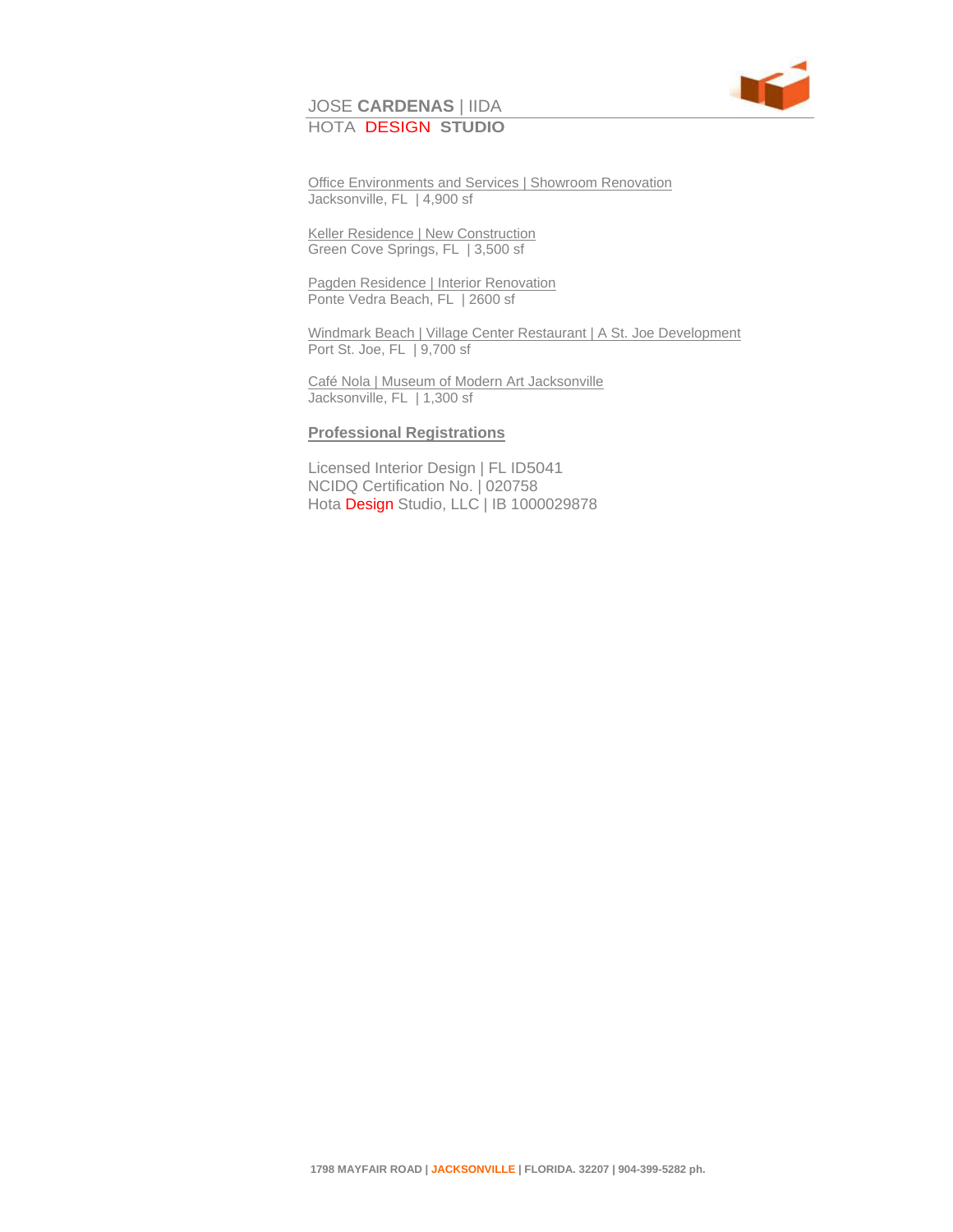JOSE **CARDENAS** | IIDA
HOTA DESIGN **STUDIO**

Office Environments and Services | Showroom Renovation
Jacksonville, FL | 4,900 sf

Keller Residence | New Construction
Green Cove Springs, FL | 3,500 sf

Pagden Residence | Interior Renovation
Ponte Vedra Beach, FL | 2600 sf

Windmark Beach | Village Center Restaurant | A St. Joe Development
Port St. Joe, FL | 9,700 sf

Café Nola | Museum of Modern Art Jacksonville
Jacksonville, FL | 1,300 sf

## Professional Registrations

Licensed Interior Design | FL ID5041
NCIDQ Certification No. | 020758
Hota Design Studio, LLC | IB 1000029878

**1798 MAYFAIR ROAD | JACKSONVILLE | FLORIDA. 32207 | 904-399-5282 ph.**